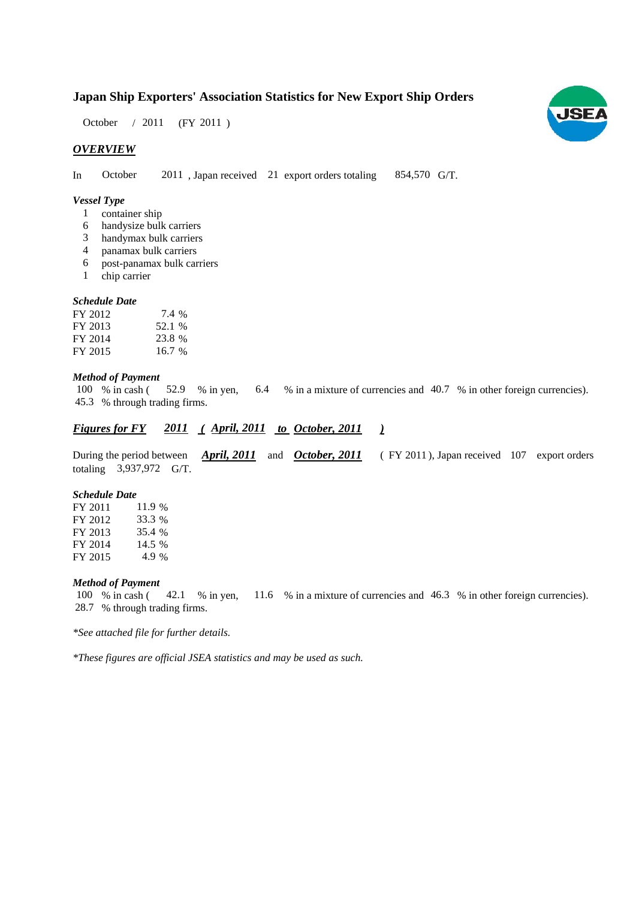# Japan Ship Exporters' Association Statistics for New Export Ship Orders

October / 2011 (FY 2011 )

## *OVERVIEW*

In October 2011 , Japan received 21 export orders totaling 854,570 G/T.

### *Vessel Type*

1 container ship
6 handysize bulk carriers
3 handymax bulk carriers
4 panamax bulk carriers
6 post-panamax bulk carriers
1 chip carrier

### *Schedule Date*

| | |
|---|---|
| FY 2012 | 7.4 % |
| FY 2013 | 52.1 % |
| FY 2014 | 23.8 % |
| FY 2015 | 16.7 % |

### *Method of Payment*

100 % in cash ( 52.9 % in yen, 6.4 % in a mixture of currencies and 40.7 % in other foreign currencies).
45.3 % through trading firms.

## ***Figures for FY 2011 ( April, 2011 to October, 2011 )***

During the period between ***April, 2011*** and ***October, 2011*** ( FY 2011 ), Japan received 107 export orders totaling 3,937,972 G/T.

### *Schedule Date*

| | |
|---|---|
| FY 2011 | 11.9 % |
| FY 2012 | 33.3 % |
| FY 2013 | 35.4 % |
| FY 2014 | 14.5 % |
| FY 2015 | 4.9 % |

### *Method of Payment*

100 % in cash ( 42.1 % in yen, 11.6 % in a mixture of currencies and 46.3 % in other foreign currencies).
28.7 % through trading firms.

*\*See attached file for further details.*

*\*These figures are official JSEA statistics and may be used as such.*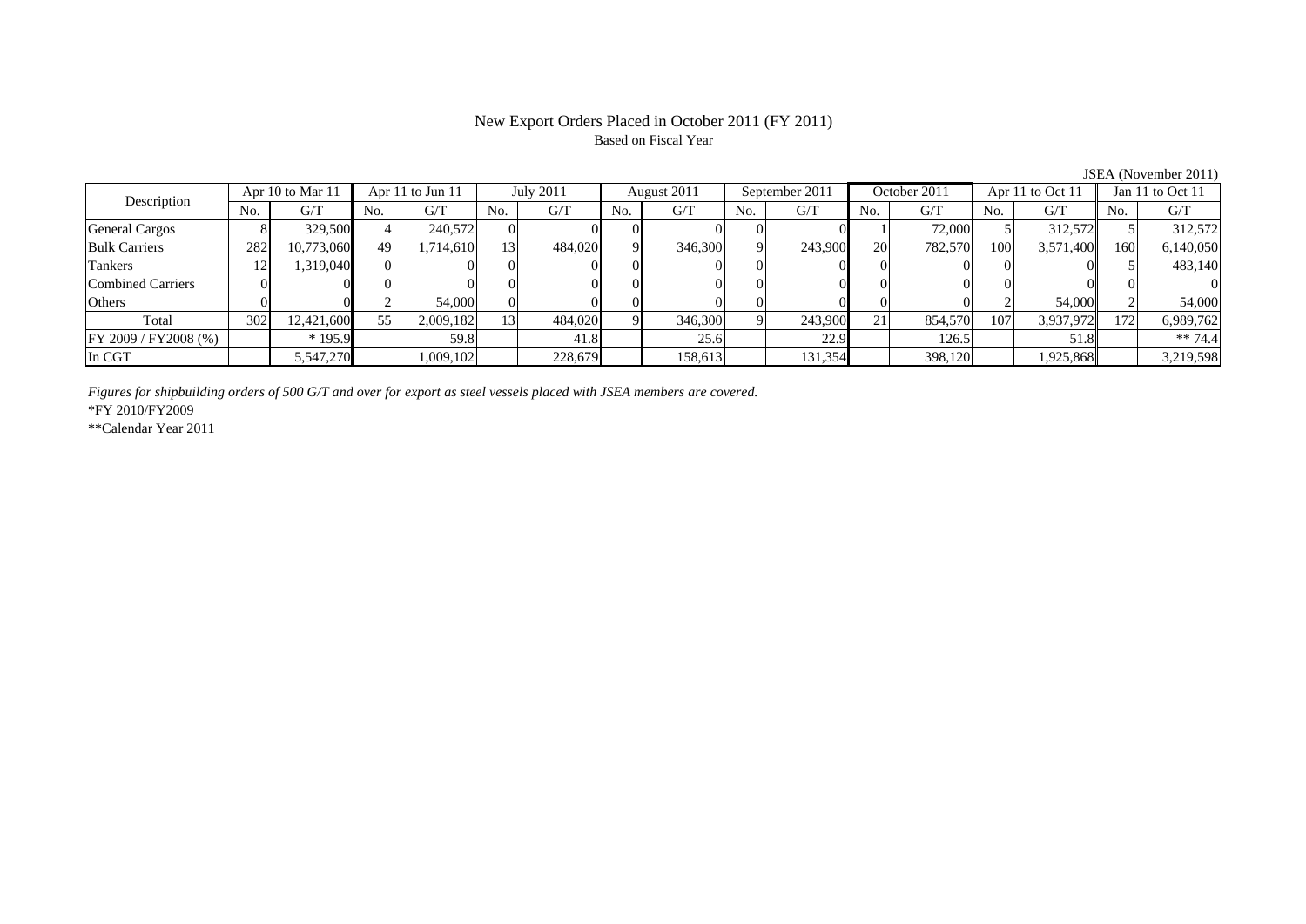# New Export Orders Placed in October 2011 (FY 2011)

Based on Fiscal Year

JSEA (November 2011)

| Description | Apr 10 to Mar 11 | | Apr 11 to Jun 11 | | July 2011 | | August 2011 | | September 2011 | | October 2011 | | Apr 11 to Oct 11 | | Jan 11 to Oct 11 | |
|---|---|---|---|---|---|---|---|---|---|---|---|---|---|---|---|---|
| | No. | G/T | No. | G/T | No. | G/T | No. | G/T | No. | G/T | No. | G/T | No. | G/T | No. | G/T |
| General Cargos | 8 | 329,500 | 4 | 240,572 | 0 | 0 | 0 | 0 | 0 | 0 | 1 | 72,000 | 5 | 312,572 | 5 | 312,572 |
| Bulk Carriers | 282 | 10,773,060 | 49 | 1,714,610 | 13 | 484,020 | 9 | 346,300 | 9 | 243,900 | 20 | 782,570 | 100 | 3,571,400 | 160 | 6,140,050 |
| Tankers | 12 | 1,319,040 | 0 | 0 | 0 | 0 | 0 | 0 | 0 | 0 | 0 | 0 | 0 | 0 | 5 | 483,140 |
| Combined Carriers | 0 | 0 | 0 | 0 | 0 | 0 | 0 | 0 | 0 | 0 | 0 | 0 | 0 | 0 | 0 | 0 |
| Others | 0 | 0 | 2 | 54,000 | 0 | 0 | 0 | 0 | 0 | 0 | 0 | 0 | 2 | 54,000 | 2 | 54,000 |
| Total | 302 | 12,421,600 | 55 | 2,009,182 | 13 | 484,020 | 9 | 346,300 | 9 | 243,900 | 21 | 854,570 | 107 | 3,937,972 | 172 | 6,989,762 |
| FY 2009 / FY2008 (%) | | * 195.9 | | 59.8 | | 41.8 | | 25.6 | | 22.9 | | 126.5 | | 51.8 | | ** 74.4 |
| In CGT | | 5,547,270 | | 1,009,102 | | 228,679 | | 158,613 | | 131,354 | | 398,120 | | 1,925,868 | | 3,219,598 |

*Figures for shipbuilding orders of 500 G/T and over for export as steel vessels placed with JSEA members are covered.*

*FY 2010/FY2009

**Calendar Year 2011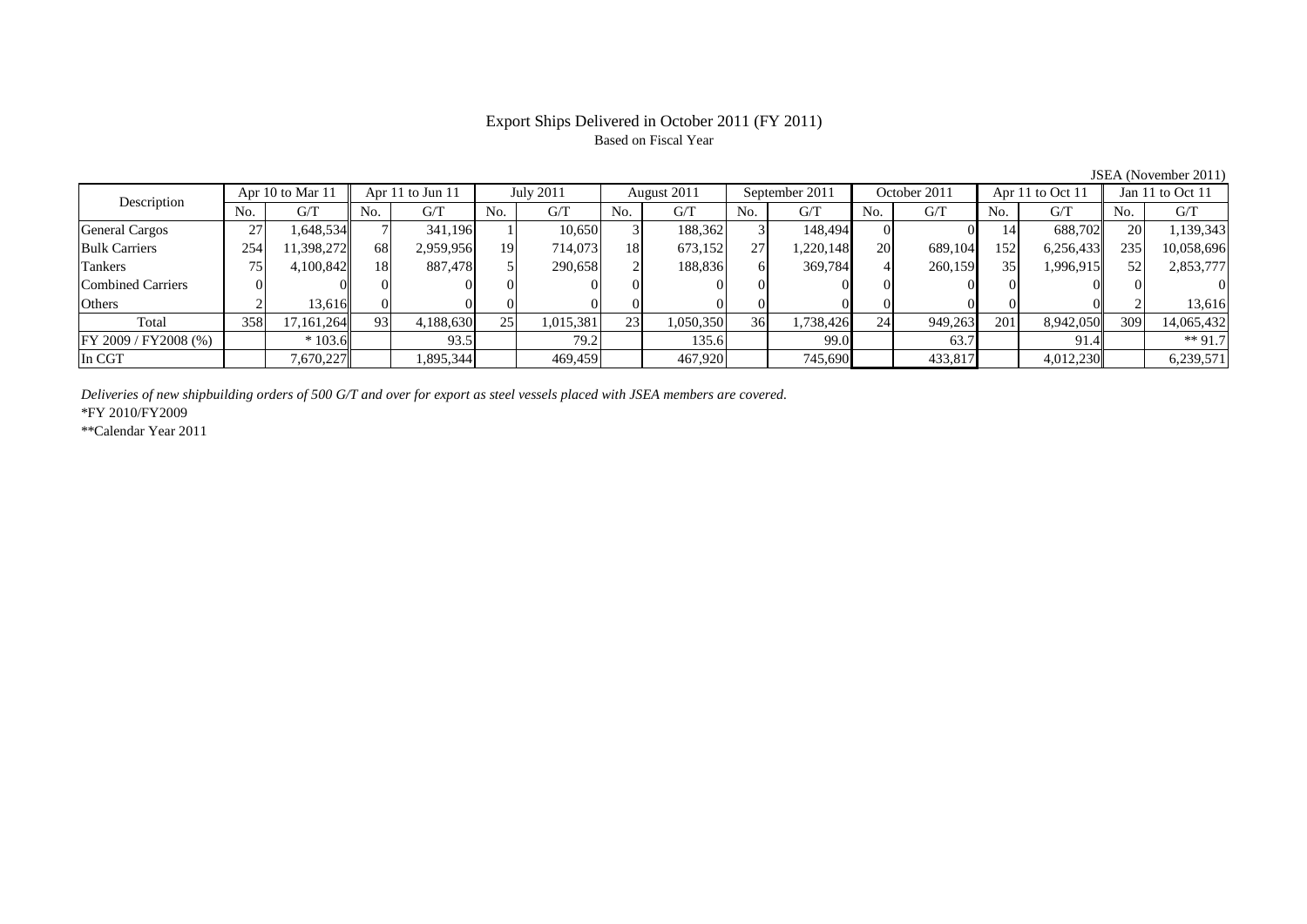# Export Ships Delivered in October 2011 (FY 2011)

Based on Fiscal Year

JSEA (November 2011)

| Description | Apr 10 to Mar 11 | | Apr 11 to Jun 11 | | July 2011 | | August 2011 | | September 2011 | | October 2011 | | Apr 11 to Oct 11 | | Jan 11 to Oct 11 | |
|---|---|---|---|---|---|---|---|---|---|---|---|---|---|---|---|---|
| | No. | G/T | No. | G/T | No. | G/T | No. | G/T | No. | G/T | No. | G/T | No. | G/T | No. | G/T |
| General Cargos | 27 | 1,648,534 | 7 | 341,196 | 1 | 10,650 | 3 | 188,362 | 3 | 148,494 | 0 | 0 | 14 | 688,702 | 20 | 1,139,343 |
| Bulk Carriers | 254 | 11,398,272 | 68 | 2,959,956 | 19 | 714,073 | 18 | 673,152 | 27 | 1,220,148 | 20 | 689,104 | 152 | 6,256,433 | 235 | 10,058,696 |
| Tankers | 75 | 4,100,842 | 18 | 887,478 | 5 | 290,658 | 2 | 188,836 | 6 | 369,784 | 4 | 260,159 | 35 | 1,996,915 | 52 | 2,853,777 |
| Combined Carriers | 0 | 0 | 0 | 0 | 0 | 0 | 0 | 0 | 0 | 0 | 0 | 0 | 0 | 0 | 0 | 0 |
| Others | 2 | 13,616 | 0 | 0 | 0 | 0 | 0 | 0 | 0 | 0 | 0 | 0 | 0 | 0 | 2 | 13,616 |
| Total | 358 | 17,161,264 | 93 | 4,188,630 | 25 | 1,015,381 | 23 | 1,050,350 | 36 | 1,738,426 | 24 | 949,263 | 201 | 8,942,050 | 309 | 14,065,432 |
| FY 2009 / FY2008 (%) | | * 103.6 | | 93.5 | | 79.2 | | 135.6 | | 99.0 | | 63.7 | | 91.4 | | ** 91.7 |
| In CGT | | 7,670,227 | | 1,895,344 | | 469,459 | | 467,920 | | 745,690 | | 433,817 | | 4,012,230 | | 6,239,571 |

*Deliveries of new shipbuilding orders of 500 G/T and over for export as steel vessels placed with JSEA members are covered.*

*FY 2010/FY2009

**Calendar Year 2011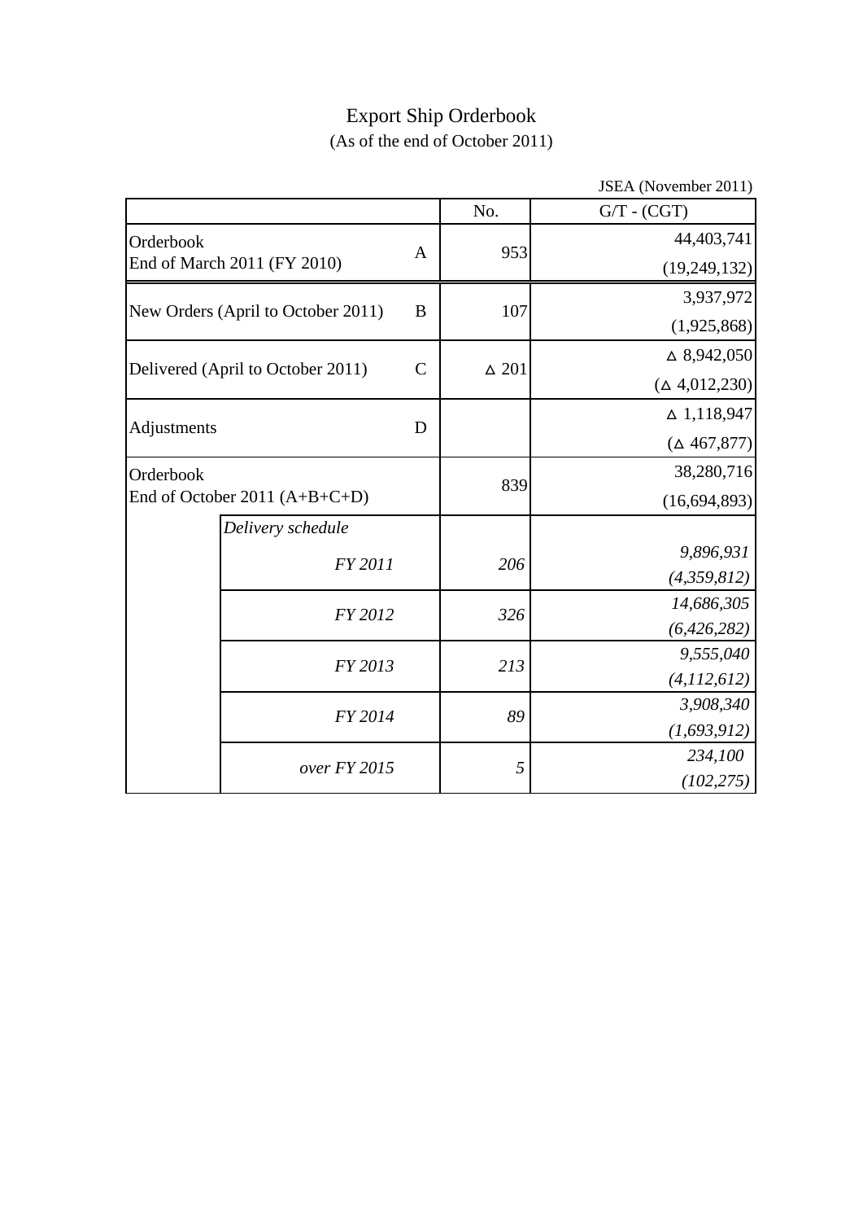# Export Ship Orderbook

(As of the end of October 2011)

JSEA (November 2011)

| | | | No. | G/T - (CGT) |
|---|---|---|---|---|
| Orderbook<br>End of March 2011 (FY 2010) | | A | 953 | 44,403,741<br>(19,249,132) |
| New Orders (April to October 2011) | | B | 107 | 3,937,972<br>(1,925,868) |
| Delivered (April to October 2011) | | C | △ 201 | △ 8,942,050<br>(△ 4,012,230) |
| Adjustments | | D | | △ 1,118,947<br>(△ 467,877) |
| Orderbook<br>End of October 2011 (A+B+C+D) | | | 839 | 38,280,716<br>(16,694,893) |
| | *Delivery schedule* | | | |
| | *FY 2011* | | *206* | *9,896,931*<br>*(4,359,812)* |
| | *FY 2012* | | *326* | *14,686,305*<br>*(6,426,282)* |
| | *FY 2013* | | *213* | *9,555,040*<br>*(4,112,612)* |
| | *FY 2014* | | *89* | *3,908,340*<br>*(1,693,912)* |
| | *over FY 2015* | | *5* | *234,100*<br>*(102,275)* |